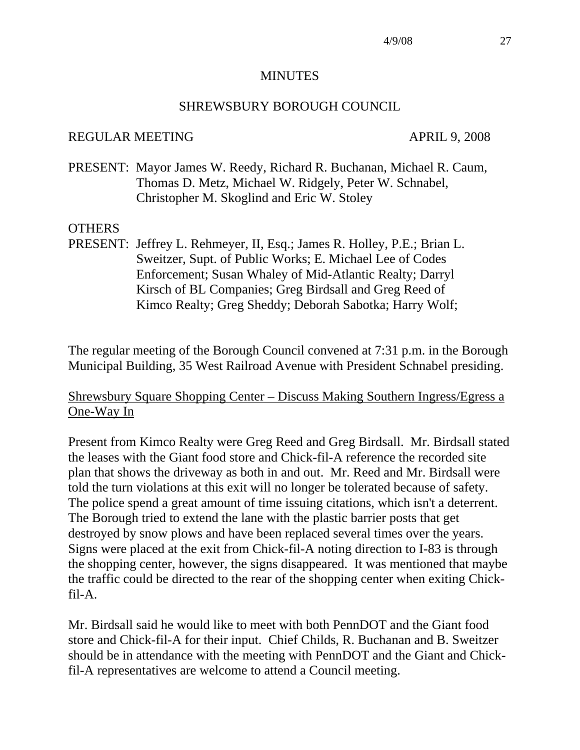# MINUTES

## SHREWSBURY BOROUGH COUNCIL

REGULAR MEETING APRIL 9, 2008

PRESENT: Mayor James W. Reedy, Richard R. Buchanan, Michael R. Caum, Thomas D. Metz, Michael W. Ridgely, Peter W. Schnabel, Christopher M. Skoglind and Eric W. Stoley

OTHERS PRESENT: Jeffrey L. Rehmeyer, II, Esq.; James R. Holley, P.E.; Brian L. Sweitzer, Supt. of Public Works; E. Michael Lee of Codes Enforcement; Susan Whaley of Mid-Atlantic Realty; Darryl Kirsch of BL Companies; Greg Birdsall and Greg Reed of Kimco Realty; Greg Sheddy; Deborah Sabotka; Harry Wolf;

The regular meeting of the Borough Council convened at 7:31 p.m. in the Borough Municipal Building, 35 West Railroad Avenue with President Schnabel presiding.

<u>Shrewsbury Square Shopping Center – Discuss Making Southern Ingress/Egress a One-Way In</u>

Present from Kimco Realty were Greg Reed and Greg Birdsall. Mr. Birdsall stated the leases with the Giant food store and Chick-fil-A reference the recorded site plan that shows the driveway as both in and out. Mr. Reed and Mr. Birdsall were told the turn violations at this exit will no longer be tolerated because of safety. The police spend a great amount of time issuing citations, which isn't a deterrent. The Borough tried to extend the lane with the plastic barrier posts that get destroyed by snow plows and have been replaced several times over the years. Signs were placed at the exit from Chick-fil-A noting direction to I-83 is through the shopping center, however, the signs disappeared. It was mentioned that maybe the traffic could be directed to the rear of the shopping center when exiting Chick-fil-A.

Mr. Birdsall said he would like to meet with both PennDOT and the Giant food store and Chick-fil-A for their input. Chief Childs, R. Buchanan and B. Sweitzer should be in attendance with the meeting with PennDOT and the Giant and Chick-fil-A representatives are welcome to attend a Council meeting.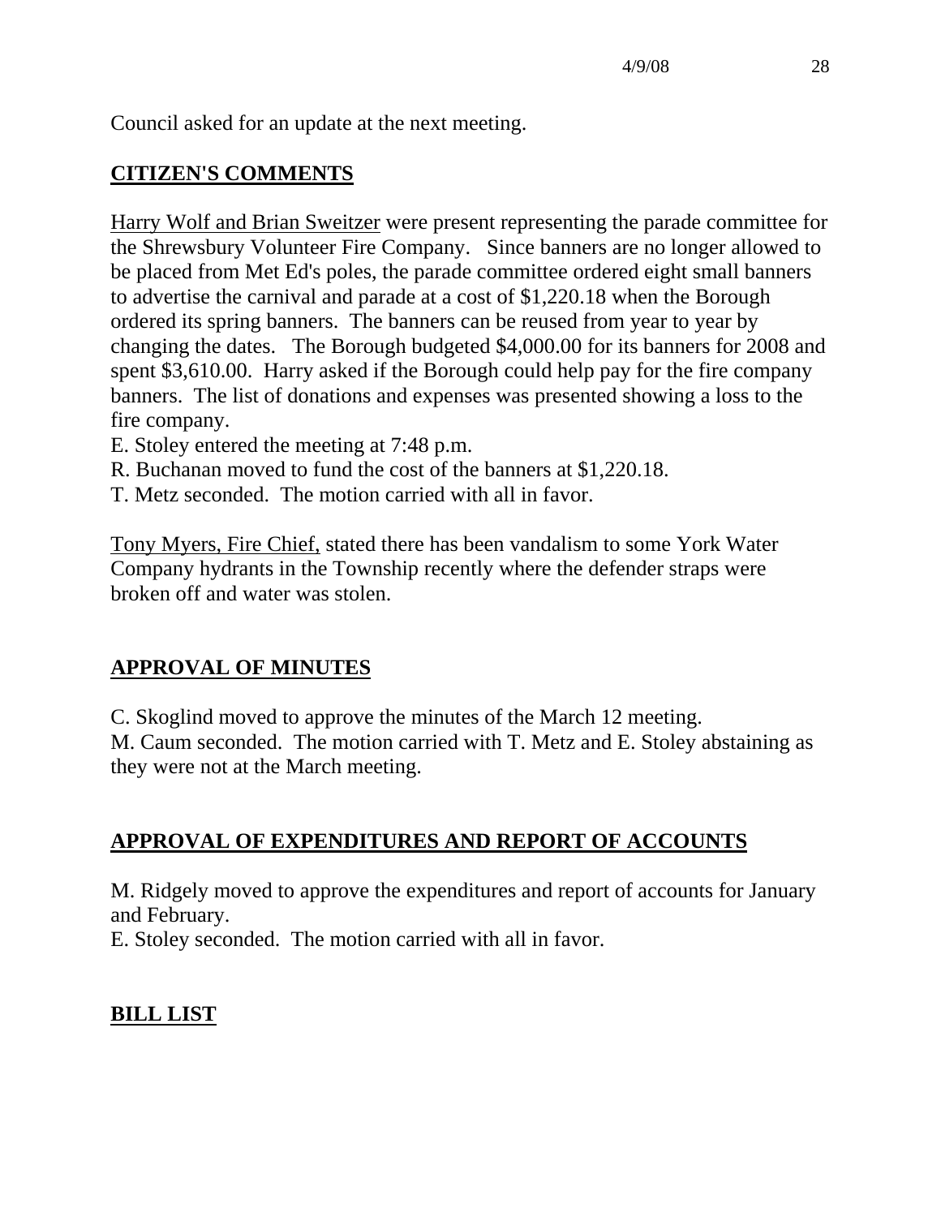Council asked for an update at the next meeting.

## CITIZEN'S COMMENTS

<u>Harry Wolf and Brian Sweitzer</u> were present representing the parade committee for the Shrewsbury Volunteer Fire Company. Since banners are no longer allowed to be placed from Met Ed's poles, the parade committee ordered eight small banners to advertise the carnival and parade at a cost of $1,220.18 when the Borough ordered its spring banners. The banners can be reused from year to year by changing the dates. The Borough budgeted $4,000.00 for its banners for 2008 and spent $3,610.00. Harry asked if the Borough could help pay for the fire company banners. The list of donations and expenses was presented showing a loss to the fire company.

E. Stoley entered the meeting at 7:48 p.m.

R. Buchanan moved to fund the cost of the banners at $1,220.18.

T. Metz seconded. The motion carried with all in favor.

<u>Tony Myers, Fire Chief,</u> stated there has been vandalism to some York Water Company hydrants in the Township recently where the defender straps were broken off and water was stolen.

## APPROVAL OF MINUTES

C. Skoglind moved to approve the minutes of the March 12 meeting.
M. Caum seconded. The motion carried with T. Metz and E. Stoley abstaining as they were not at the March meeting.

## APPROVAL OF EXPENDITURES AND REPORT OF ACCOUNTS

M. Ridgely moved to approve the expenditures and report of accounts for January and February.

E. Stoley seconded. The motion carried with all in favor.

## BILL LIST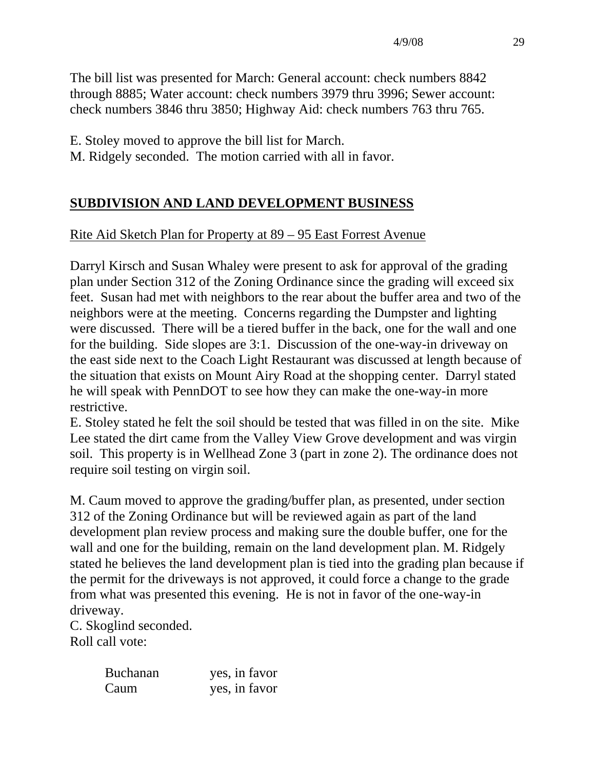The bill list was presented for March: General account: check numbers 8842 through 8885; Water account: check numbers 3979 thru 3996; Sewer account: check numbers 3846 thru 3850; Highway Aid: check numbers 763 thru 765.

E. Stoley moved to approve the bill list for March.
M. Ridgely seconded. The motion carried with all in favor.

## SUBDIVISION AND LAND DEVELOPMENT BUSINESS

Rite Aid Sketch Plan for Property at 89 – 95 East Forrest Avenue

Darryl Kirsch and Susan Whaley were present to ask for approval of the grading plan under Section 312 of the Zoning Ordinance since the grading will exceed six feet. Susan had met with neighbors to the rear about the buffer area and two of the neighbors were at the meeting. Concerns regarding the Dumpster and lighting were discussed. There will be a tiered buffer in the back, one for the wall and one for the building. Side slopes are 3:1. Discussion of the one-way-in driveway on the east side next to the Coach Light Restaurant was discussed at length because of the situation that exists on Mount Airy Road at the shopping center. Darryl stated he will speak with PennDOT to see how they can make the one-way-in more restrictive.
E. Stoley stated he felt the soil should be tested that was filled in on the site. Mike Lee stated the dirt came from the Valley View Grove development and was virgin soil. This property is in Wellhead Zone 3 (part in zone 2). The ordinance does not require soil testing on virgin soil.

M. Caum moved to approve the grading/buffer plan, as presented, under section 312 of the Zoning Ordinance but will be reviewed again as part of the land development plan review process and making sure the double buffer, one for the wall and one for the building, remain on the land development plan. M. Ridgely stated he believes the land development plan is tied into the grading plan because if the permit for the driveways is not approved, it could force a change to the grade from what was presented this evening. He is not in favor of the one-way-in driveway.
C. Skoglind seconded.
Roll call vote:

| | |
|---|---|
| Buchanan | yes, in favor |
| Caum | yes, in favor |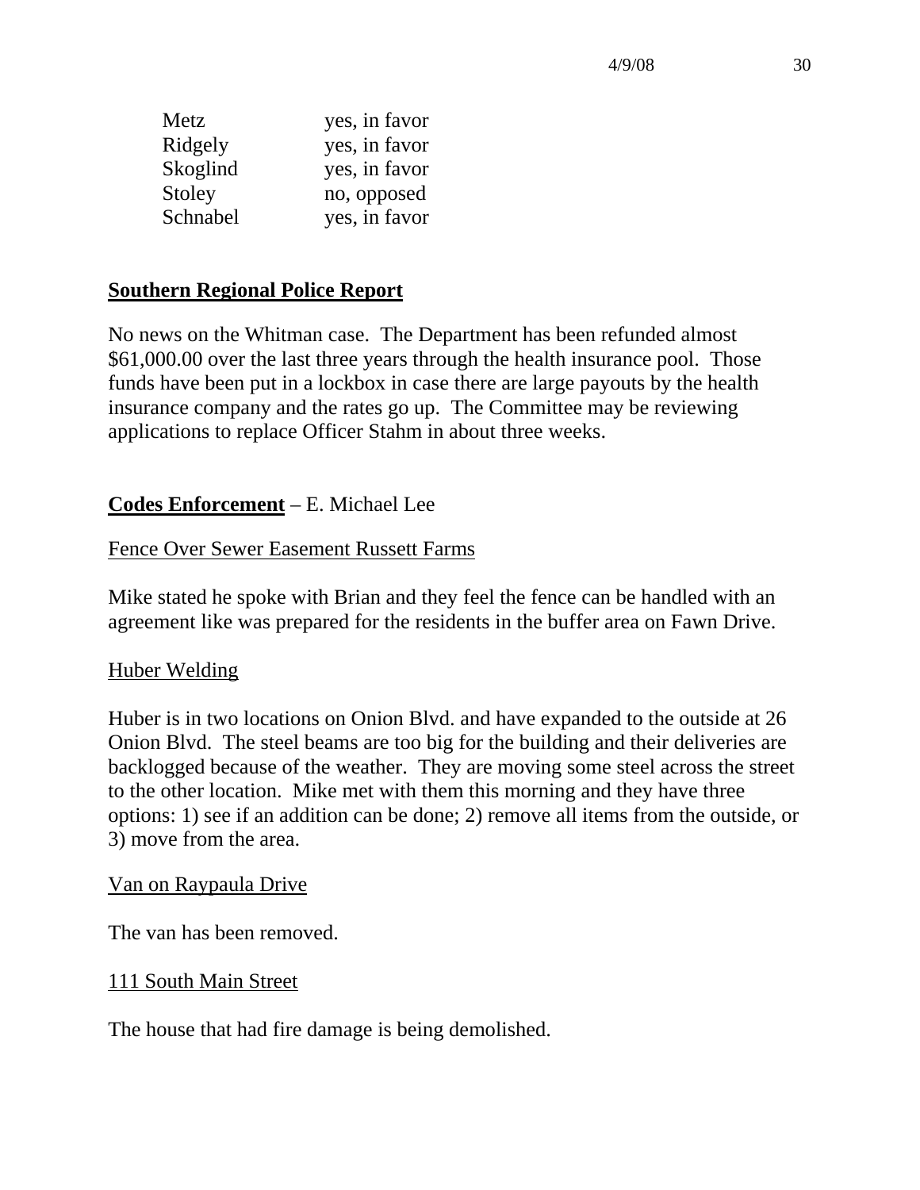| | |
|---|---|
| Metz | yes, in favor |
| Ridgely | yes, in favor |
| Skoglind | yes, in favor |
| Stoley | no, opposed |
| Schnabel | yes, in favor |

**Southern Regional Police Report**

No news on the Whitman case. The Department has been refunded almost $61,000.00 over the last three years through the health insurance pool. Those funds have been put in a lockbox in case there are large payouts by the health insurance company and the rates go up. The Committee may be reviewing applications to replace Officer Stahm in about three weeks.

**Codes Enforcement** – E. Michael Lee

Fence Over Sewer Easement Russett Farms

Mike stated he spoke with Brian and they feel the fence can be handled with an agreement like was prepared for the residents in the buffer area on Fawn Drive.

Huber Welding

Huber is in two locations on Onion Blvd. and have expanded to the outside at 26 Onion Blvd. The steel beams are too big for the building and their deliveries are backlogged because of the weather. They are moving some steel across the street to the other location. Mike met with them this morning and they have three options: 1) see if an addition can be done; 2) remove all items from the outside, or 3) move from the area.

Van on Raypaula Drive

The van has been removed.

111 South Main Street

The house that had fire damage is being demolished.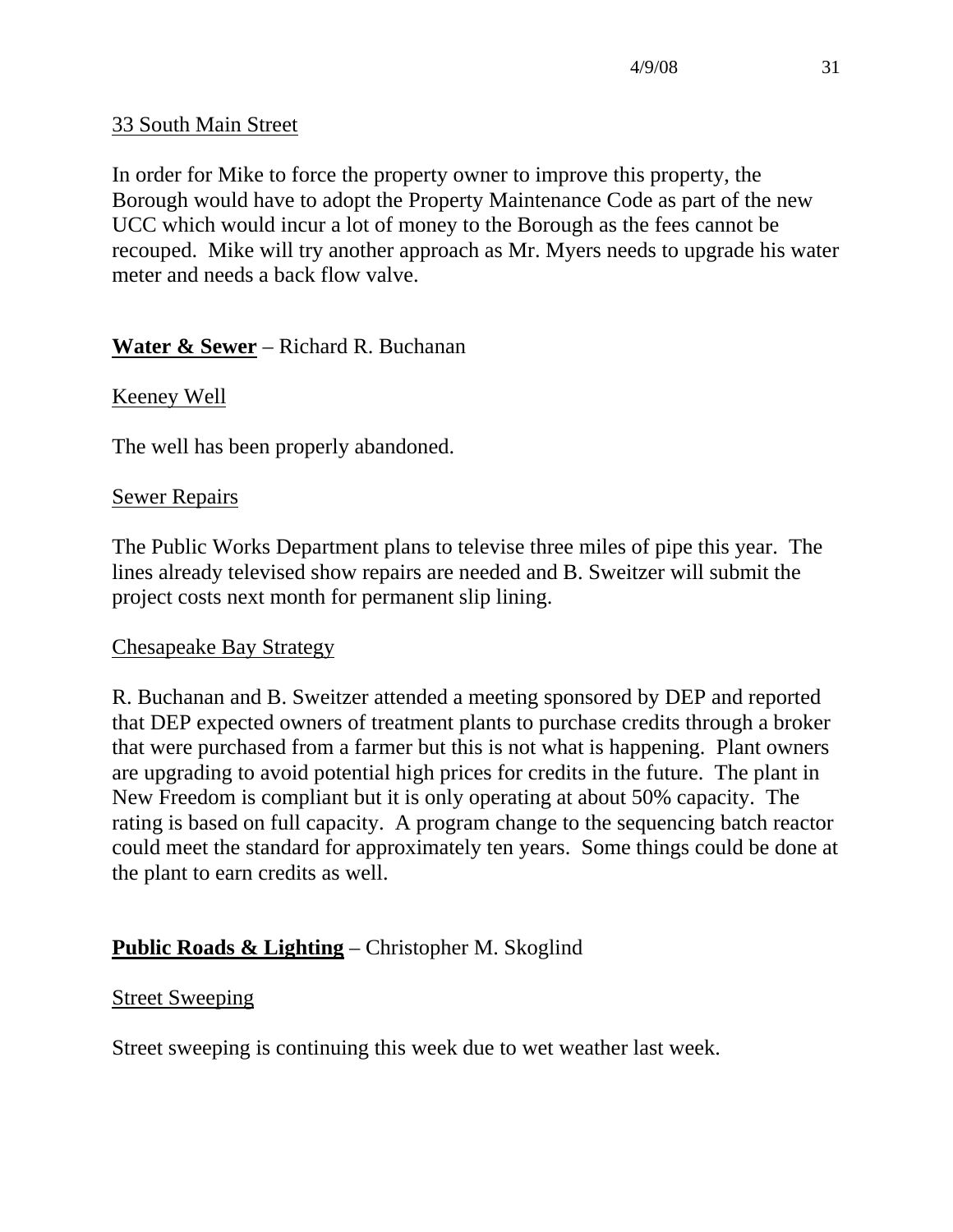33 South Main Street

In order for Mike to force the property owner to improve this property, the Borough would have to adopt the Property Maintenance Code as part of the new UCC which would incur a lot of money to the Borough as the fees cannot be recouped. Mike will try another approach as Mr. Myers needs to upgrade his water meter and needs a back flow valve.

**Water & Sewer** – Richard R. Buchanan

Keeney Well

The well has been properly abandoned.

Sewer Repairs

The Public Works Department plans to televise three miles of pipe this year. The lines already televised show repairs are needed and B. Sweitzer will submit the project costs next month for permanent slip lining.

Chesapeake Bay Strategy

R. Buchanan and B. Sweitzer attended a meeting sponsored by DEP and reported that DEP expected owners of treatment plants to purchase credits through a broker that were purchased from a farmer but this is not what is happening. Plant owners are upgrading to avoid potential high prices for credits in the future. The plant in New Freedom is compliant but it is only operating at about 50% capacity. The rating is based on full capacity. A program change to the sequencing batch reactor could meet the standard for approximately ten years. Some things could be done at the plant to earn credits as well.

**Public Roads & Lighting** – Christopher M. Skoglind

Street Sweeping

Street sweeping is continuing this week due to wet weather last week.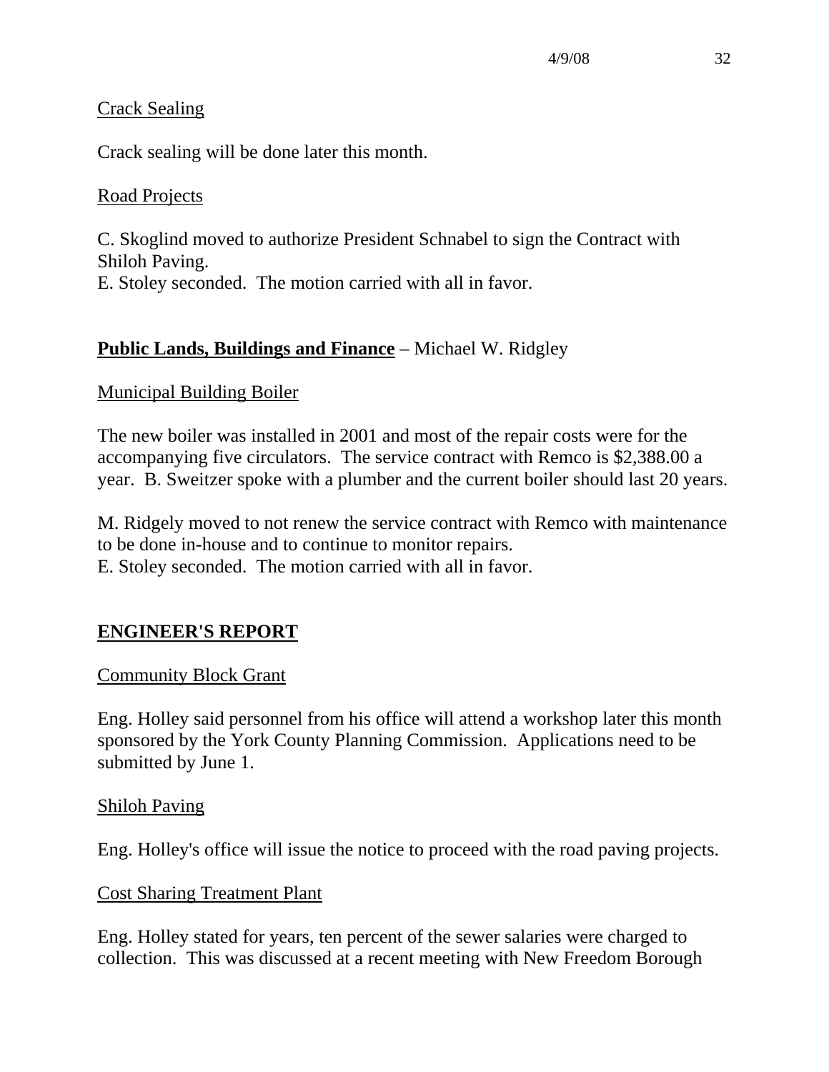Crack Sealing

Crack sealing will be done later this month.

Road Projects

C. Skoglind moved to authorize President Schnabel to sign the Contract with Shiloh Paving.
E. Stoley seconded. The motion carried with all in favor.

## **Public Lands, Buildings and Finance** – Michael W. Ridgley

Municipal Building Boiler

The new boiler was installed in 2001 and most of the repair costs were for the accompanying five circulators. The service contract with Remco is $2,388.00 a year. B. Sweitzer spoke with a plumber and the current boiler should last 20 years.

M. Ridgely moved to not renew the service contract with Remco with maintenance to be done in-house and to continue to monitor repairs.
E. Stoley seconded. The motion carried with all in favor.

## **ENGINEER'S REPORT**

Community Block Grant

Eng. Holley said personnel from his office will attend a workshop later this month sponsored by the York County Planning Commission. Applications need to be submitted by June 1.

Shiloh Paving

Eng. Holley's office will issue the notice to proceed with the road paving projects.

Cost Sharing Treatment Plant

Eng. Holley stated for years, ten percent of the sewer salaries were charged to collection. This was discussed at a recent meeting with New Freedom Borough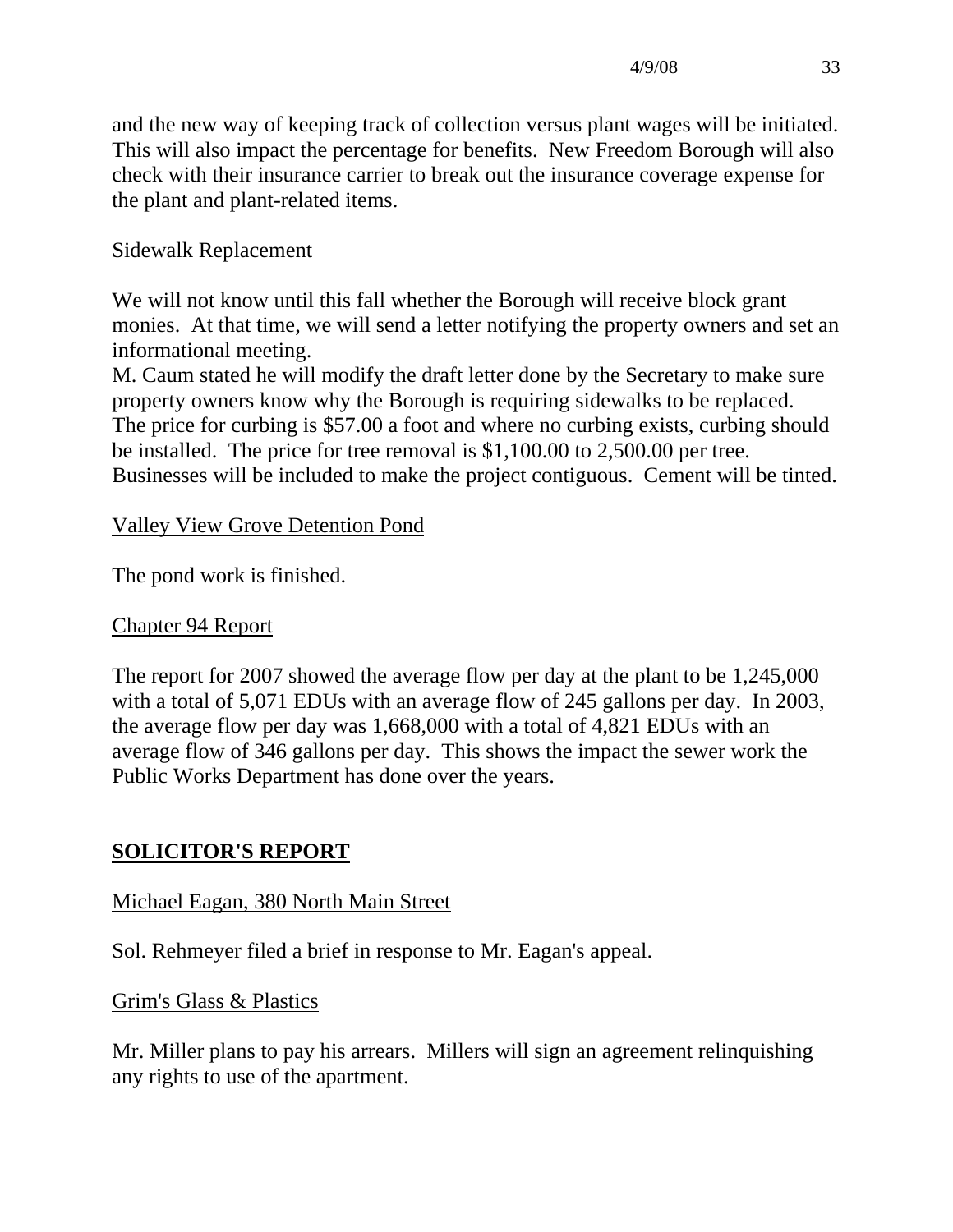and the new way of keeping track of collection versus plant wages will be initiated. This will also impact the percentage for benefits. New Freedom Borough will also check with their insurance carrier to break out the insurance coverage expense for the plant and plant-related items.

Sidewalk Replacement

We will not know until this fall whether the Borough will receive block grant monies. At that time, we will send a letter notifying the property owners and set an informational meeting.
M. Caum stated he will modify the draft letter done by the Secretary to make sure property owners know why the Borough is requiring sidewalks to be replaced. The price for curbing is $57.00 a foot and where no curbing exists, curbing should be installed. The price for tree removal is $1,100.00 to 2,500.00 per tree. Businesses will be included to make the project contiguous. Cement will be tinted.

Valley View Grove Detention Pond

The pond work is finished.

Chapter 94 Report

The report for 2007 showed the average flow per day at the plant to be 1,245,000 with a total of 5,071 EDUs with an average flow of 245 gallons per day. In 2003, the average flow per day was 1,668,000 with a total of 4,821 EDUs with an average flow of 346 gallons per day. This shows the impact the sewer work the Public Works Department has done over the years.

## SOLICITOR'S REPORT

Michael Eagan, 380 North Main Street

Sol. Rehmeyer filed a brief in response to Mr. Eagan's appeal.

Grim's Glass & Plastics

Mr. Miller plans to pay his arrears. Millers will sign an agreement relinquishing any rights to use of the apartment.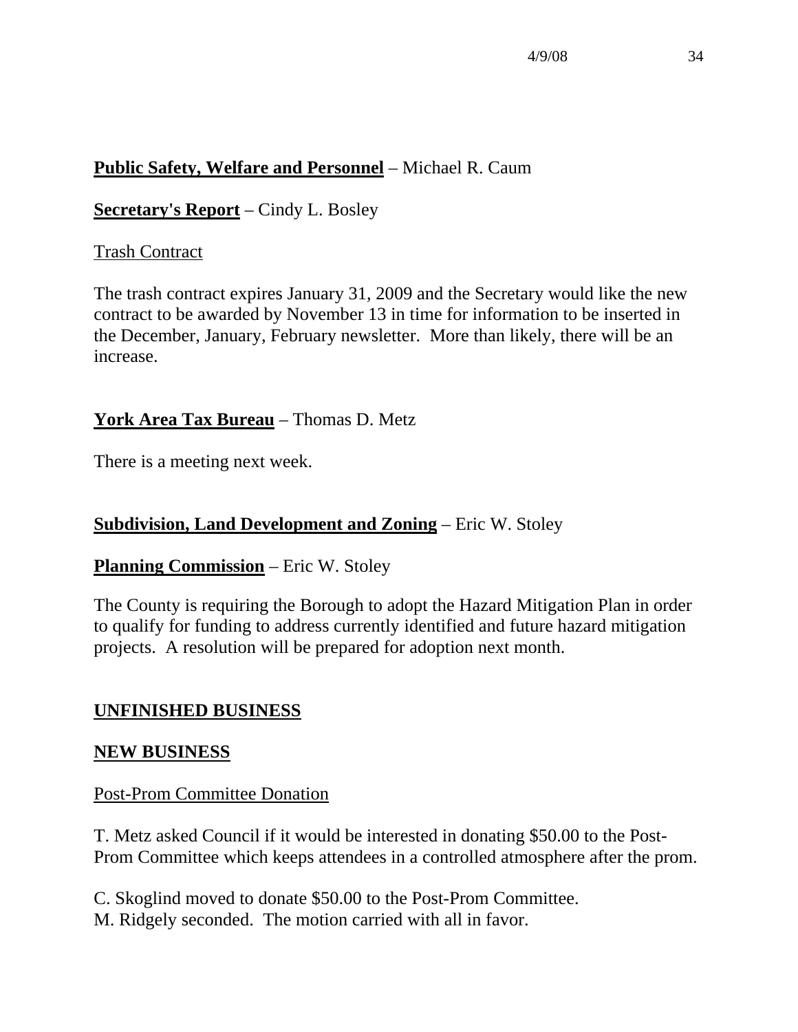**Public Safety, Welfare and Personnel** – Michael R. Caum

**Secretary's Report** – Cindy L. Bosley

Trash Contract

The trash contract expires January 31, 2009 and the Secretary would like the new contract to be awarded by November 13 in time for information to be inserted in the December, January, February newsletter. More than likely, there will be an increase.

**York Area Tax Bureau** – Thomas D. Metz

There is a meeting next week.

**Subdivision, Land Development and Zoning** – Eric W. Stoley

**Planning Commission** – Eric W. Stoley

The County is requiring the Borough to adopt the Hazard Mitigation Plan in order to qualify for funding to address currently identified and future hazard mitigation projects. A resolution will be prepared for adoption next month.

**UNFINISHED BUSINESS**

**NEW BUSINESS**

Post-Prom Committee Donation

T. Metz asked Council if it would be interested in donating $50.00 to the Post-Prom Committee which keeps attendees in a controlled atmosphere after the prom.

C. Skoglind moved to donate $50.00 to the Post-Prom Committee.
M. Ridgely seconded. The motion carried with all in favor.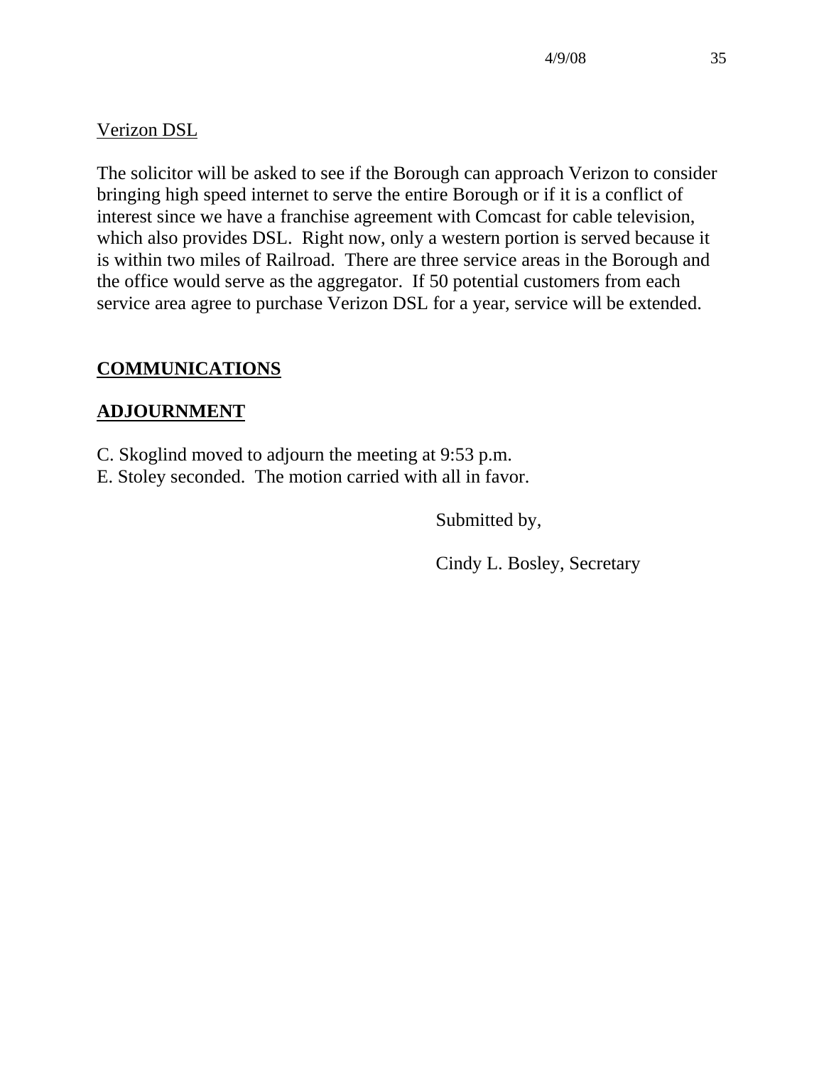Verizon DSL

The solicitor will be asked to see if the Borough can approach Verizon to consider bringing high speed internet to serve the entire Borough or if it is a conflict of interest since we have a franchise agreement with Comcast for cable television, which also provides DSL. Right now, only a western portion is served because it is within two miles of Railroad. There are three service areas in the Borough and the office would serve as the aggregator. If 50 potential customers from each service area agree to purchase Verizon DSL for a year, service will be extended.

## COMMUNICATIONS

## ADJOURNMENT

C. Skoglind moved to adjourn the meeting at 9:53 p.m.
E. Stoley seconded. The motion carried with all in favor.

Submitted by,

Cindy L. Bosley, Secretary